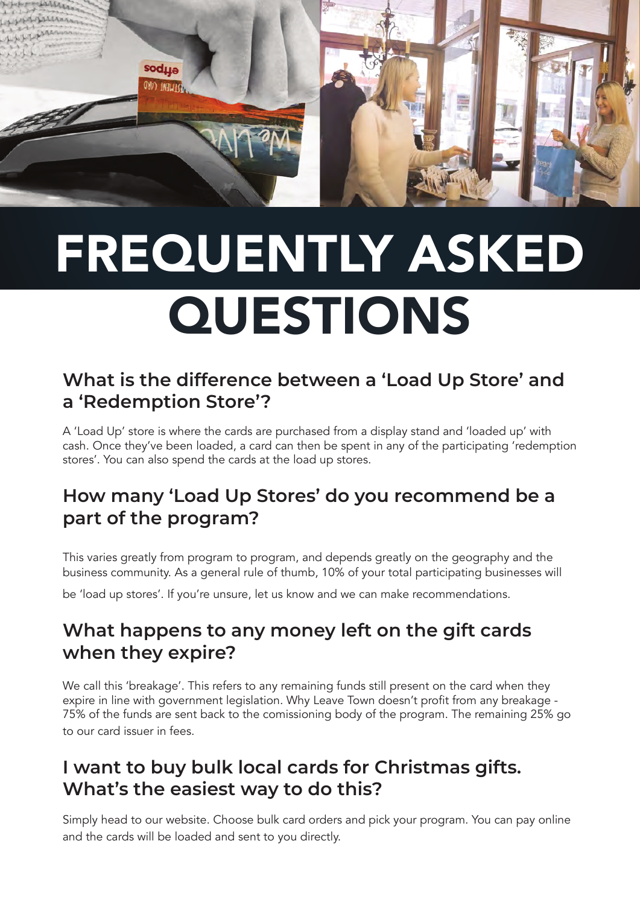# FREQUENTLY ASKED QUESTIONS

## What is the difference between a 'Load Up Store' and a 'Redemption Store'?

A 'Load Up' store is where the cards are purchased from a display stand and 'loaded up' with cash. Once they've been loaded, a card can then be spent in any of the participating 'redemption stores'. You can also spend the cards at the load up stores.

## How many 'Load Up Stores' do you recommend be a part of the program?

This varies greatly from program to program, and depends greatly on the geography and the business community. As a general rule of thumb, 10% of your total participating businesses will be 'load up stores'. If you're unsure, let us know and we can make recommendations.

## What happens to any money left on the gift cards when they expire?

We call this 'breakage'. This refers to any remaining funds still present on the card when they expire in line with government legislation. Why Leave Town doesn't profit from any breakage - 75% of the funds are sent back to the comissioning body of the program. The remaining 25% go to our card issuer in fees.

## I want to buy bulk local cards for Christmas gifts. What's the easiest way to do this?

Simply head to our website. Choose bulk card orders and pick your program. You can pay online and the cards will be loaded and sent to you directly.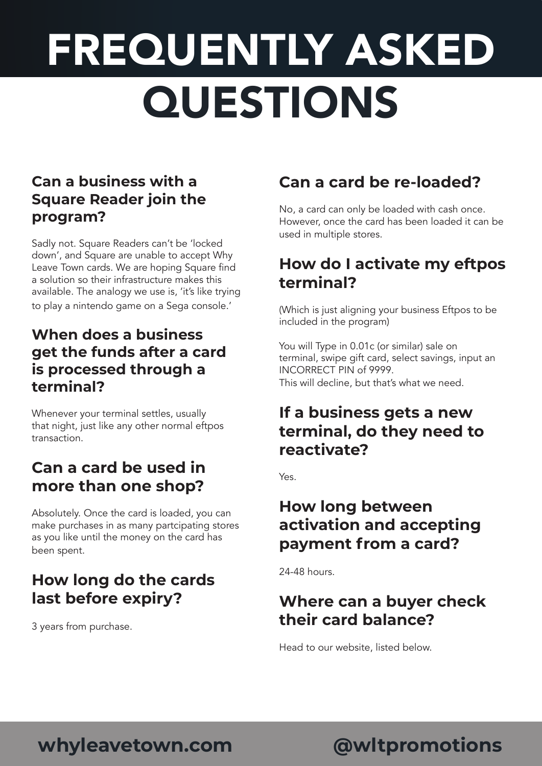# FREQUENTLY ASKED QUESTIONS

## Can a business with a Square Reader join the program?

Sadly not. Square Readers can't be 'locked down', and Square are unable to accept Why Leave Town cards. We are hoping Square find a solution so their infrastructure makes this available. The analogy we use is, 'it's like trying to play a nintendo game on a Sega console.'

## When does a business get the funds after a card is processed through a terminal?

Whenever your terminal settles, usually that night, just like any other normal eftpos transaction.

## Can a card be used in more than one shop?

Absolutely. Once the card is loaded, you can make purchases in as many partcipating stores as you like until the money on the card has been spent.

## How long do the cards last before expiry?

3 years from purchase.

## Can a card be re-loaded?

No, a card can only be loaded with cash once. However, once the card has been loaded it can be used in multiple stores.

## How do I activate my eftpos terminal?

(Which is just aligning your business Eftpos to be included in the program)

You will Type in 0.01c (or similar) sale on terminal, swipe gift card, select savings, input an INCORRECT PIN of 9999.
This will decline, but that's what we need.

## If a business gets a new terminal, do they need to reactivate?

Yes.

## How long between activation and accepting payment from a card?

24-48 hours.

## Where can a buyer check their card balance?

Head to our website, listed below.

**whyleavetown.com** **@wltpromotions**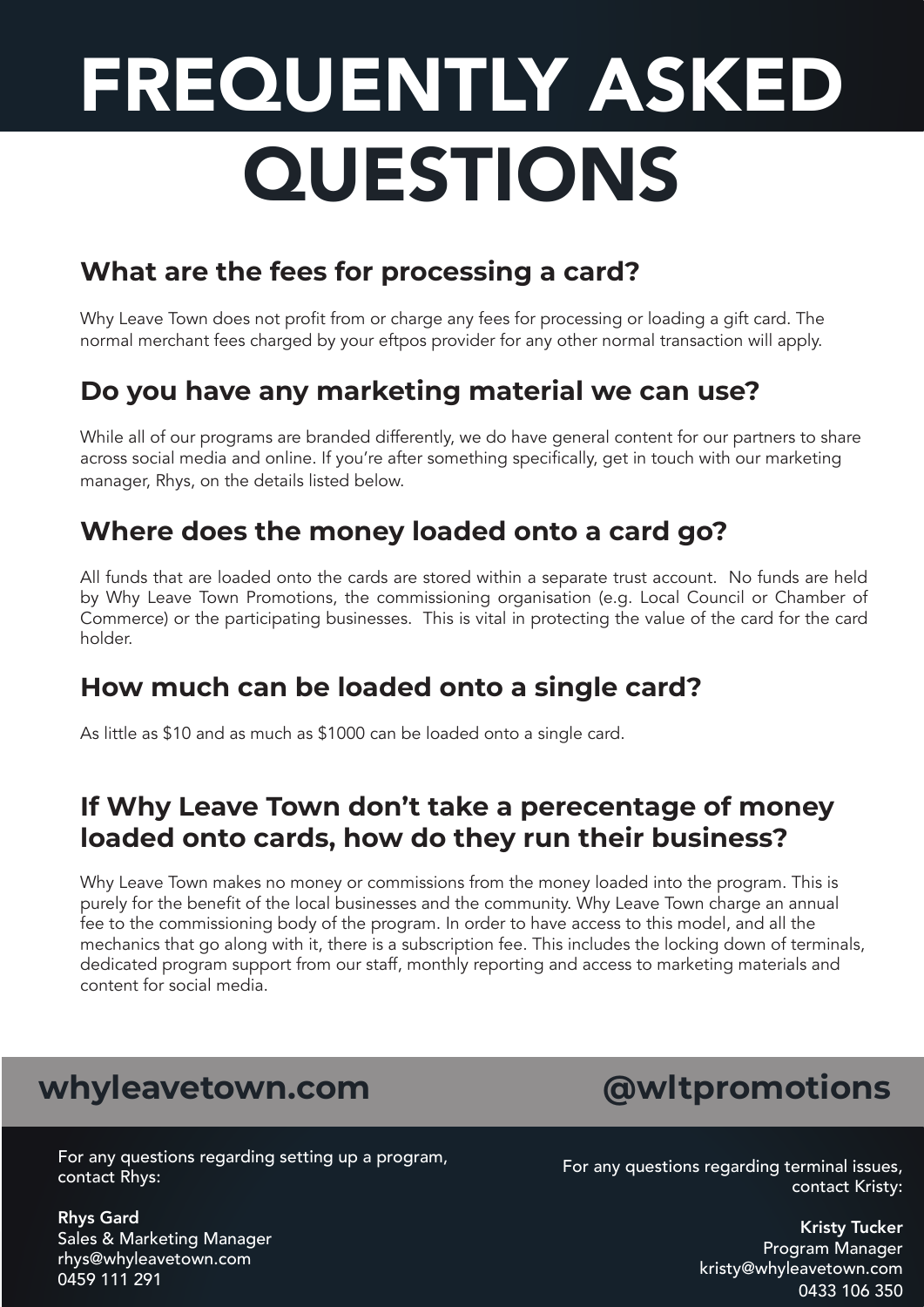# FREQUENTLY ASKED QUESTIONS

## What are the fees for processing a card?

Why Leave Town does not profit from or charge any fees for processing or loading a gift card. The normal merchant fees charged by your eftpos provider for any other normal transaction will apply.

## Do you have any marketing material we can use?

While all of our programs are branded differently, we do have general content for our partners to share across social media and online. If you're after something specifically, get in touch with our marketing manager, Rhys, on the details listed below.

## Where does the money loaded onto a card go?

All funds that are loaded onto the cards are stored within a separate trust account. No funds are held by Why Leave Town Promotions, the commissioning organisation (e.g. Local Council or Chamber of Commerce) or the participating businesses. This is vital in protecting the value of the card for the card holder.

## How much can be loaded onto a single card?

As little as $10 and as much as $1000 can be loaded onto a single card.

## If Why Leave Town don't take a perecentage of money loaded onto cards, how do they run their business?

Why Leave Town makes no money or commissions from the money loaded into the program. This is purely for the benefit of the local businesses and the community. Why Leave Town charge an annual fee to the commissioning body of the program. In order to have access to this model, and all the mechanics that go along with it, there is a subscription fee. This includes the locking down of terminals, dedicated program support from our staff, monthly reporting and access to marketing materials and content for social media.

**whyleavetown.com** **@wltpromotions**

For any questions regarding setting up a program, contact Rhys:

**Rhys Gard**
Sales & Marketing Manager
rhys@whyleavetown.com
0459 111 291

For any questions regarding terminal issues, contact Kristy:

**Kristy Tucker**
Program Manager
kristy@whyleavetown.com
0433 106 350